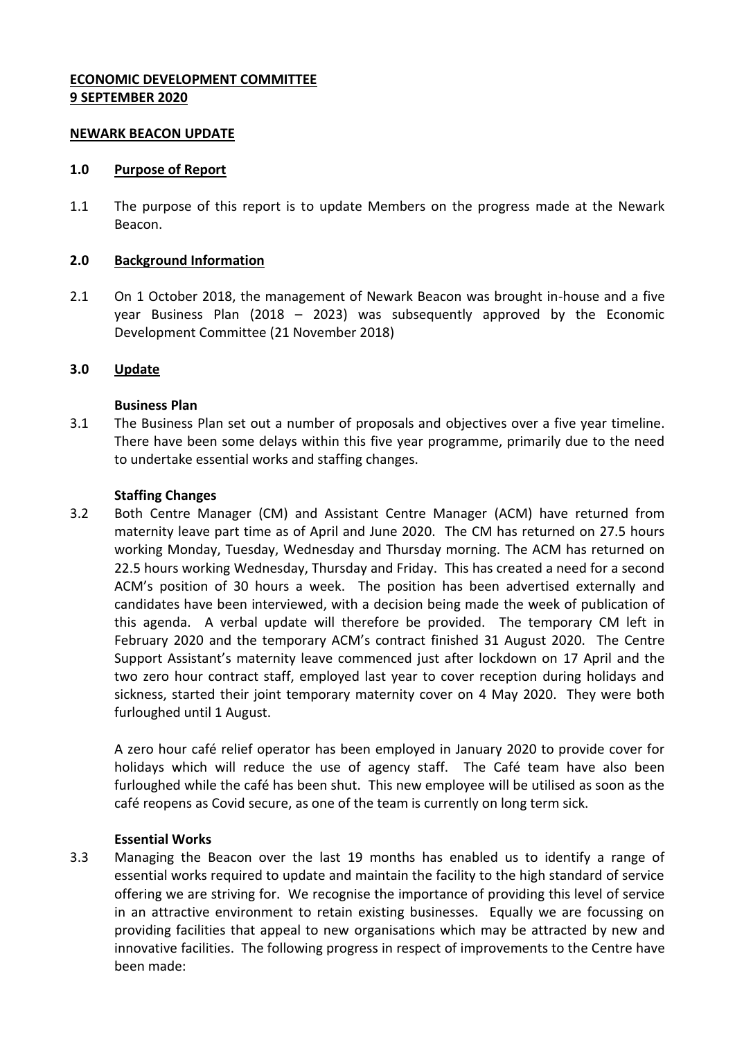**ECONOMIC DEVELOPMENT COMMITTEE**
**9 SEPTEMBER 2020**

**NEWARK BEACON UPDATE**

## 1.0 Purpose of Report

1.1 The purpose of this report is to update Members on the progress made at the Newark Beacon.

## 2.0 Background Information

2.1 On 1 October 2018, the management of Newark Beacon was brought in-house and a five year Business Plan (2018 – 2023) was subsequently approved by the Economic Development Committee (21 November 2018)

## 3.0 Update

**Business Plan**

3.1 The Business Plan set out a number of proposals and objectives over a five year timeline. There have been some delays within this five year programme, primarily due to the need to undertake essential works and staffing changes.

**Staffing Changes**

3.2 Both Centre Manager (CM) and Assistant Centre Manager (ACM) have returned from maternity leave part time as of April and June 2020. The CM has returned on 27.5 hours working Monday, Tuesday, Wednesday and Thursday morning. The ACM has returned on 22.5 hours working Wednesday, Thursday and Friday. This has created a need for a second ACM's position of 30 hours a week. The position has been advertised externally and candidates have been interviewed, with a decision being made the week of publication of this agenda. A verbal update will therefore be provided. The temporary CM left in February 2020 and the temporary ACM's contract finished 31 August 2020. The Centre Support Assistant's maternity leave commenced just after lockdown on 17 April and the two zero hour contract staff, employed last year to cover reception during holidays and sickness, started their joint temporary maternity cover on 4 May 2020. They were both furloughed until 1 August.

A zero hour café relief operator has been employed in January 2020 to provide cover for holidays which will reduce the use of agency staff. The Café team have also been furloughed while the café has been shut. This new employee will be utilised as soon as the café reopens as Covid secure, as one of the team is currently on long term sick.

**Essential Works**

3.3 Managing the Beacon over the last 19 months has enabled us to identify a range of essential works required to update and maintain the facility to the high standard of service offering we are striving for. We recognise the importance of providing this level of service in an attractive environment to retain existing businesses. Equally we are focussing on providing facilities that appeal to new organisations which may be attracted by new and innovative facilities. The following progress in respect of improvements to the Centre have been made: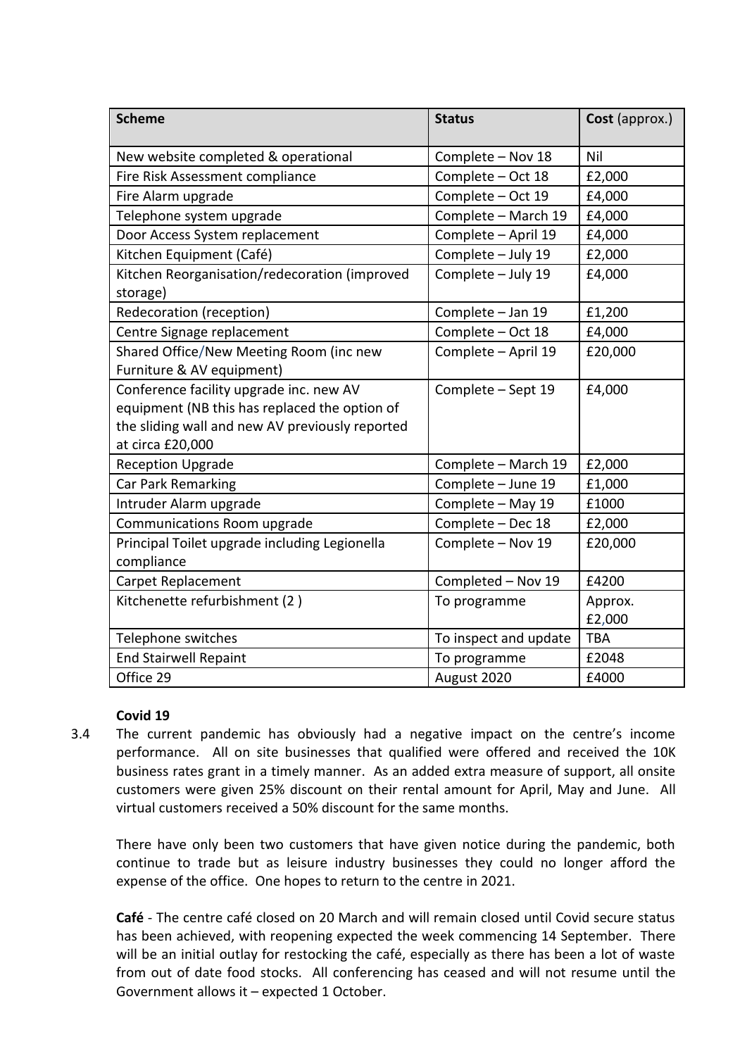| **Scheme** | **Status** | **Cost** (approx.) |
|---|---|---|
| New website completed & operational | Complete – Nov 18 | Nil |
| Fire Risk Assessment compliance | Complete – Oct 18 | £2,000 |
| Fire Alarm upgrade | Complete – Oct 19 | £4,000 |
| Telephone system upgrade | Complete – March 19 | £4,000 |
| Door Access System replacement | Complete – April 19 | £4,000 |
| Kitchen Equipment (Café) | Complete – July 19 | £2,000 |
| Kitchen Reorganisation/redecoration (improved storage) | Complete – July 19 | £4,000 |
| Redecoration (reception) | Complete – Jan 19 | £1,200 |
| Centre Signage replacement | Complete – Oct 18 | £4,000 |
| Shared Office/New Meeting Room (inc new Furniture & AV equipment) | Complete – April 19 | £20,000 |
| Conference facility upgrade inc. new AV equipment (NB this has replaced the option of the sliding wall and new AV previously reported at circa £20,000 | Complete – Sept 19 | £4,000 |
| Reception Upgrade | Complete – March 19 | £2,000 |
| Car Park Remarking | Complete – June 19 | £1,000 |
| Intruder Alarm upgrade | Complete – May 19 | £1000 |
| Communications Room upgrade | Complete – Dec 18 | £2,000 |
| Principal Toilet upgrade including Legionella compliance | Complete – Nov 19 | £20,000 |
| Carpet Replacement | Completed – Nov 19 | £4200 |
| Kitchenette refurbishment (2 ) | To programme | Approx. £2,000 |
| Telephone switches | To inspect and update | TBA |
| End Stairwell Repaint | To programme | £2048 |
| Office 29 | August 2020 | £4000 |

**Covid 19**

3.4 The current pandemic has obviously had a negative impact on the centre's income performance. All on site businesses that qualified were offered and received the 10K business rates grant in a timely manner. As an added extra measure of support, all onsite customers were given 25% discount on their rental amount for April, May and June. All virtual customers received a 50% discount for the same months.

There have only been two customers that have given notice during the pandemic, both continue to trade but as leisure industry businesses they could no longer afford the expense of the office. One hopes to return to the centre in 2021.

**Café** - The centre café closed on 20 March and will remain closed until Covid secure status has been achieved, with reopening expected the week commencing 14 September. There will be an initial outlay for restocking the café, especially as there has been a lot of waste from out of date food stocks. All conferencing has ceased and will not resume until the Government allows it – expected 1 October.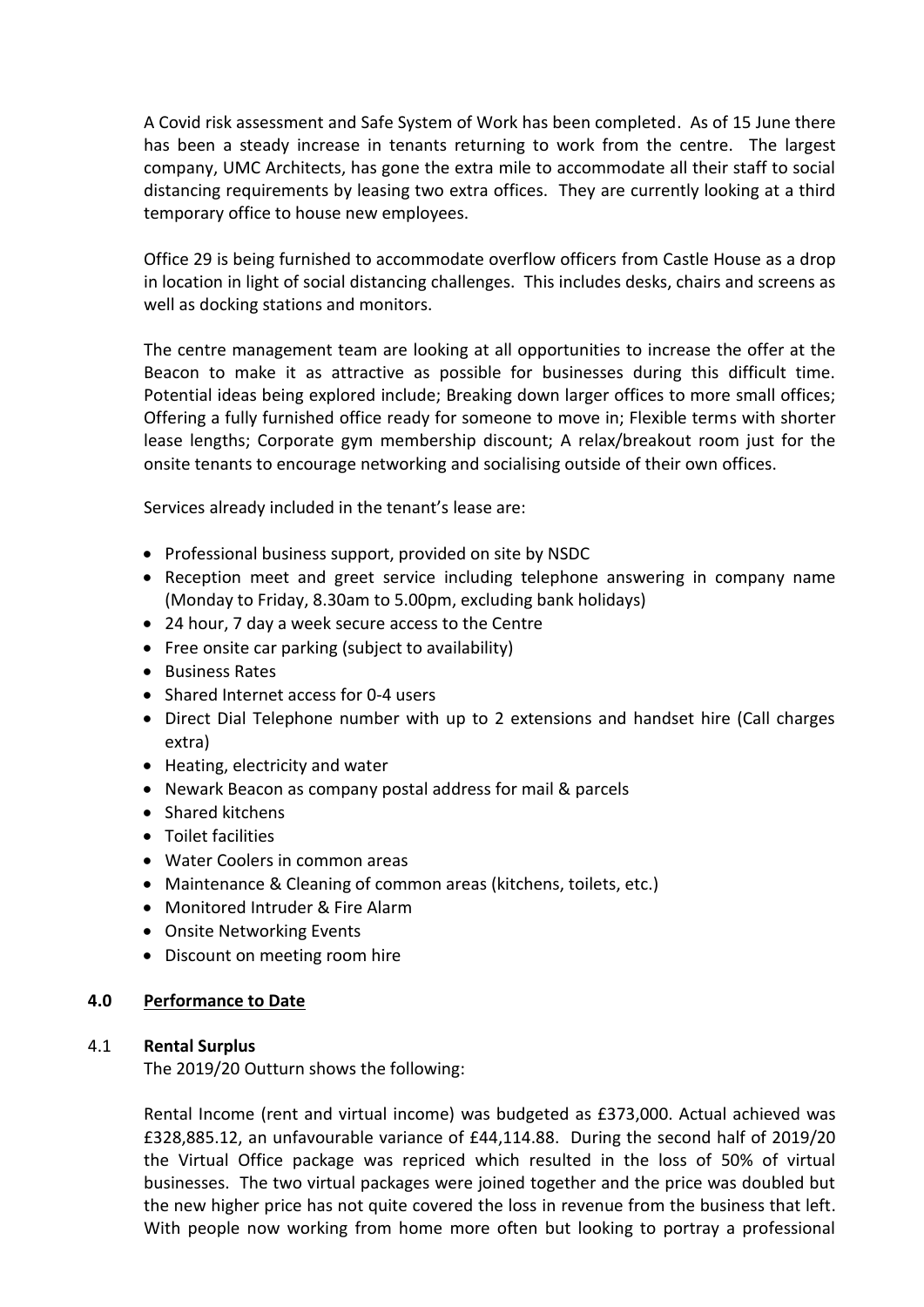A Covid risk assessment and Safe System of Work has been completed. As of 15 June there has been a steady increase in tenants returning to work from the centre. The largest company, UMC Architects, has gone the extra mile to accommodate all their staff to social distancing requirements by leasing two extra offices. They are currently looking at a third temporary office to house new employees.

Office 29 is being furnished to accommodate overflow officers from Castle House as a drop in location in light of social distancing challenges. This includes desks, chairs and screens as well as docking stations and monitors.

The centre management team are looking at all opportunities to increase the offer at the Beacon to make it as attractive as possible for businesses during this difficult time. Potential ideas being explored include; Breaking down larger offices to more small offices; Offering a fully furnished office ready for someone to move in; Flexible terms with shorter lease lengths; Corporate gym membership discount; A relax/breakout room just for the onsite tenants to encourage networking and socialising outside of their own offices.

Services already included in the tenant's lease are:

- Professional business support, provided on site by NSDC
- Reception meet and greet service including telephone answering in company name (Monday to Friday, 8.30am to 5.00pm, excluding bank holidays)
- 24 hour, 7 day a week secure access to the Centre
- Free onsite car parking (subject to availability)
- Business Rates
- Shared Internet access for 0-4 users
- Direct Dial Telephone number with up to 2 extensions and handset hire (Call charges extra)
- Heating, electricity and water
- Newark Beacon as company postal address for mail & parcels
- Shared kitchens
- Toilet facilities
- Water Coolers in common areas
- Maintenance & Cleaning of common areas (kitchens, toilets, etc.)
- Monitored Intruder & Fire Alarm
- Onsite Networking Events
- Discount on meeting room hire

## 4.0 Performance to Date

### 4.1 Rental Surplus

The 2019/20 Outturn shows the following:

Rental Income (rent and virtual income) was budgeted as £373,000. Actual achieved was £328,885.12, an unfavourable variance of £44,114.88. During the second half of 2019/20 the Virtual Office package was repriced which resulted in the loss of 50% of virtual businesses. The two virtual packages were joined together and the price was doubled but the new higher price has not quite covered the loss in revenue from the business that left. With people now working from home more often but looking to portray a professional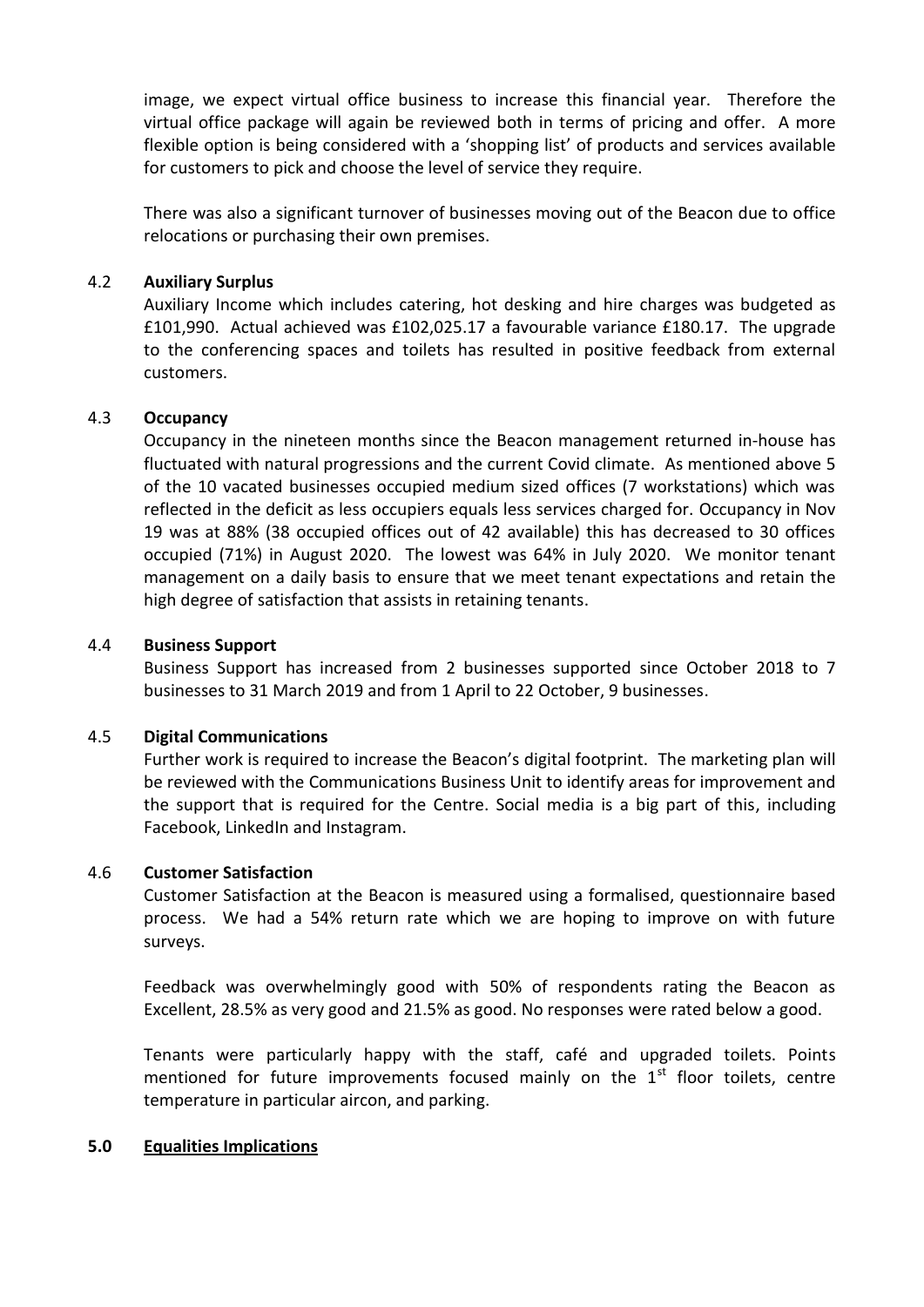image, we expect virtual office business to increase this financial year. Therefore the virtual office package will again be reviewed both in terms of pricing and offer. A more flexible option is being considered with a 'shopping list' of products and services available for customers to pick and choose the level of service they require.

There was also a significant turnover of businesses moving out of the Beacon due to office relocations or purchasing their own premises.

### 4.2 Auxiliary Surplus

Auxiliary Income which includes catering, hot desking and hire charges was budgeted as £101,990. Actual achieved was £102,025.17 a favourable variance £180.17. The upgrade to the conferencing spaces and toilets has resulted in positive feedback from external customers.

### 4.3 Occupancy

Occupancy in the nineteen months since the Beacon management returned in-house has fluctuated with natural progressions and the current Covid climate. As mentioned above 5 of the 10 vacated businesses occupied medium sized offices (7 workstations) which was reflected in the deficit as less occupiers equals less services charged for. Occupancy in Nov 19 was at 88% (38 occupied offices out of 42 available) this has decreased to 30 offices occupied (71%) in August 2020. The lowest was 64% in July 2020. We monitor tenant management on a daily basis to ensure that we meet tenant expectations and retain the high degree of satisfaction that assists in retaining tenants.

### 4.4 Business Support

Business Support has increased from 2 businesses supported since October 2018 to 7 businesses to 31 March 2019 and from 1 April to 22 October, 9 businesses.

### 4.5 Digital Communications

Further work is required to increase the Beacon's digital footprint. The marketing plan will be reviewed with the Communications Business Unit to identify areas for improvement and the support that is required for the Centre. Social media is a big part of this, including Facebook, LinkedIn and Instagram.

### 4.6 Customer Satisfaction

Customer Satisfaction at the Beacon is measured using a formalised, questionnaire based process. We had a 54% return rate which we are hoping to improve on with future surveys.

Feedback was overwhelmingly good with 50% of respondents rating the Beacon as Excellent, 28.5% as very good and 21.5% as good. No responses were rated below a good.

Tenants were particularly happy with the staff, café and upgraded toilets. Points mentioned for future improvements focused mainly on the 1st floor toilets, centre temperature in particular aircon, and parking.

## 5.0 Equalities Implications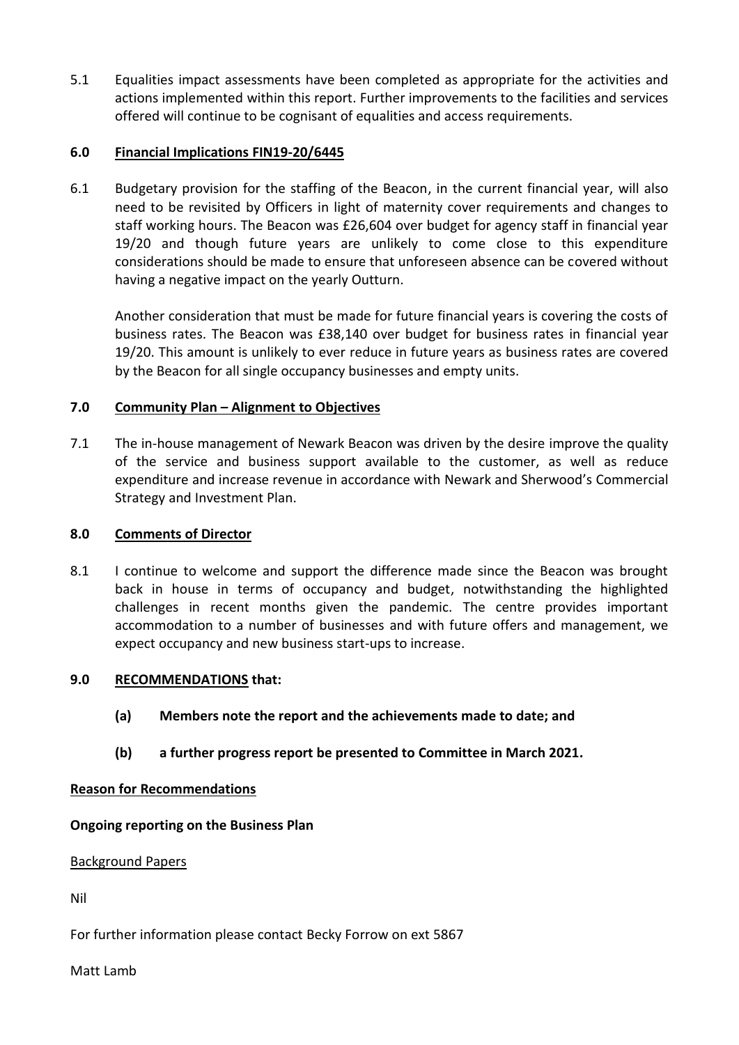5.1 Equalities impact assessments have been completed as appropriate for the activities and actions implemented within this report. Further improvements to the facilities and services offered will continue to be cognisant of equalities and access requirements.

## 6.0 Financial Implications FIN19-20/6445

6.1 Budgetary provision for the staffing of the Beacon, in the current financial year, will also need to be revisited by Officers in light of maternity cover requirements and changes to staff working hours. The Beacon was £26,604 over budget for agency staff in financial year 19/20 and though future years are unlikely to come close to this expenditure considerations should be made to ensure that unforeseen absence can be covered without having a negative impact on the yearly Outturn.

Another consideration that must be made for future financial years is covering the costs of business rates. The Beacon was £38,140 over budget for business rates in financial year 19/20. This amount is unlikely to ever reduce in future years as business rates are covered by the Beacon for all single occupancy businesses and empty units.

## 7.0 Community Plan – Alignment to Objectives

7.1 The in-house management of Newark Beacon was driven by the desire improve the quality of the service and business support available to the customer, as well as reduce expenditure and increase revenue in accordance with Newark and Sherwood's Commercial Strategy and Investment Plan.

## 8.0 Comments of Director

8.1 I continue to welcome and support the difference made since the Beacon was brought back in house in terms of occupancy and budget, notwithstanding the highlighted challenges in recent months given the pandemic. The centre provides important accommodation to a number of businesses and with future offers and management, we expect occupancy and new business start-ups to increase.

## 9.0 RECOMMENDATIONS that:

**(a) Members note the report and the achievements made to date; and**

**(b) a further progress report be presented to Committee in March 2021.**

**Reason for Recommendations**

**Ongoing reporting on the Business Plan**

Background Papers

Nil

For further information please contact Becky Forrow on ext 5867

Matt Lamb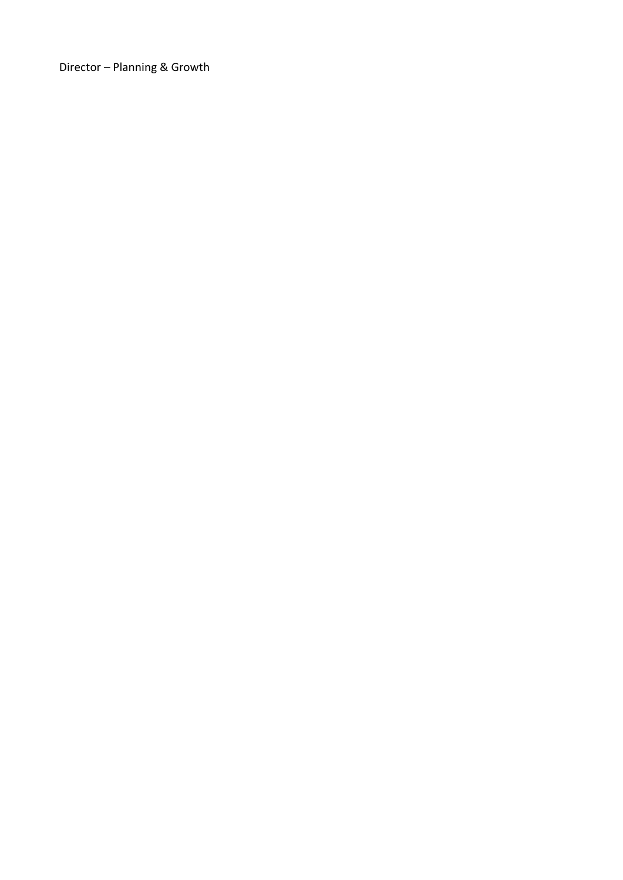Director – Planning & Growth